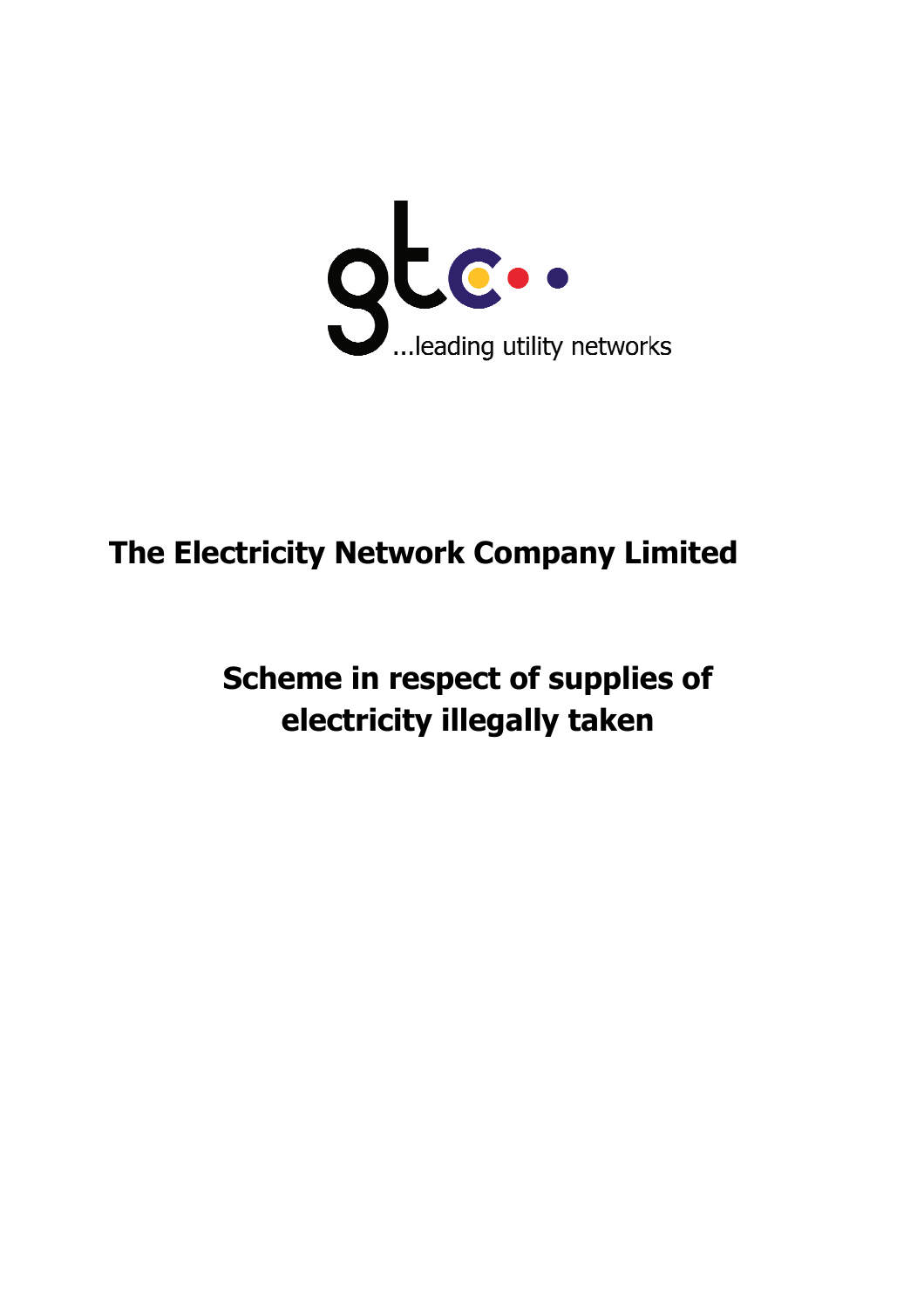gtc ...leading utility networks

# The Electricity Network Company Limited

## Scheme in respect of supplies of electricity illegally taken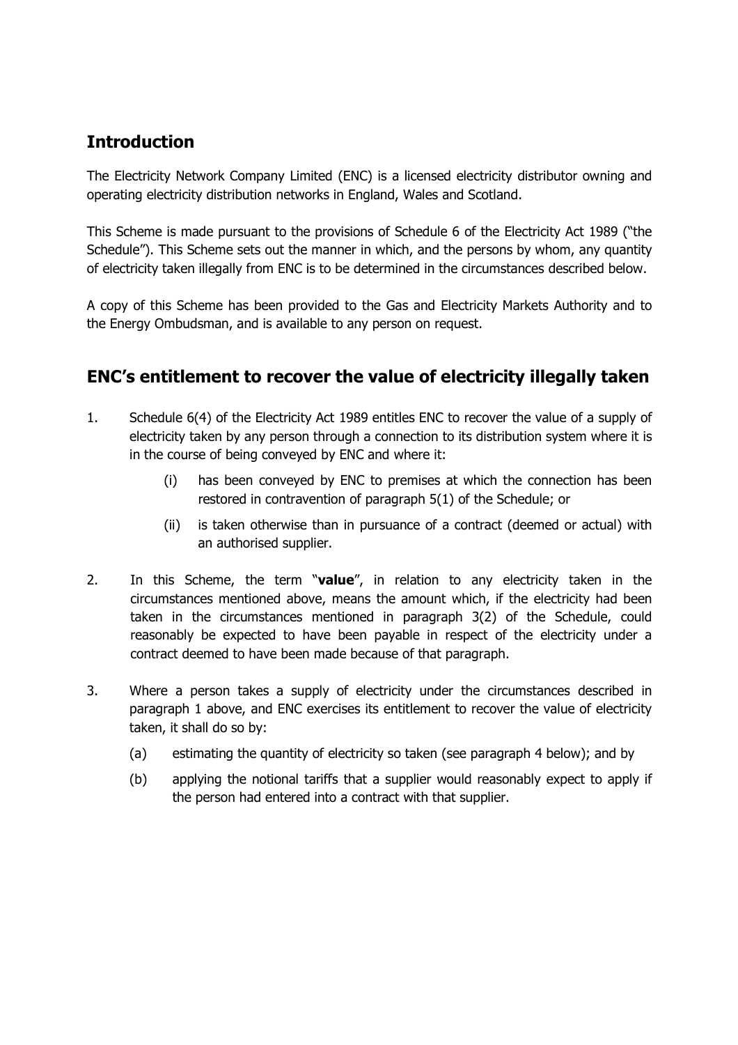## Introduction

The Electricity Network Company Limited (ENC) is a licensed electricity distributor owning and operating electricity distribution networks in England, Wales and Scotland.

This Scheme is made pursuant to the provisions of Schedule 6 of the Electricity Act 1989 ("the Schedule"). This Scheme sets out the manner in which, and the persons by whom, any quantity of electricity taken illegally from ENC is to be determined in the circumstances described below.

A copy of this Scheme has been provided to the Gas and Electricity Markets Authority and to the Energy Ombudsman, and is available to any person on request.

## ENC's entitlement to recover the value of electricity illegally taken

1. Schedule 6(4) of the Electricity Act 1989 entitles ENC to recover the value of a supply of electricity taken by any person through a connection to its distribution system where it is in the course of being conveyed by ENC and where it:

   (i) has been conveyed by ENC to premises at which the connection has been restored in contravention of paragraph 5(1) of the Schedule; or

   (ii) is taken otherwise than in pursuance of a contract (deemed or actual) with an authorised supplier.

2. In this Scheme, the term "**value**", in relation to any electricity taken in the circumstances mentioned above, means the amount which, if the electricity had been taken in the circumstances mentioned in paragraph 3(2) of the Schedule, could reasonably be expected to have been payable in respect of the electricity under a contract deemed to have been made because of that paragraph.

3. Where a person takes a supply of electricity under the circumstances described in paragraph 1 above, and ENC exercises its entitlement to recover the value of electricity taken, it shall do so by:

   (a) estimating the quantity of electricity so taken (see paragraph 4 below); and by

   (b) applying the notional tariffs that a supplier would reasonably expect to apply if the person had entered into a contract with that supplier.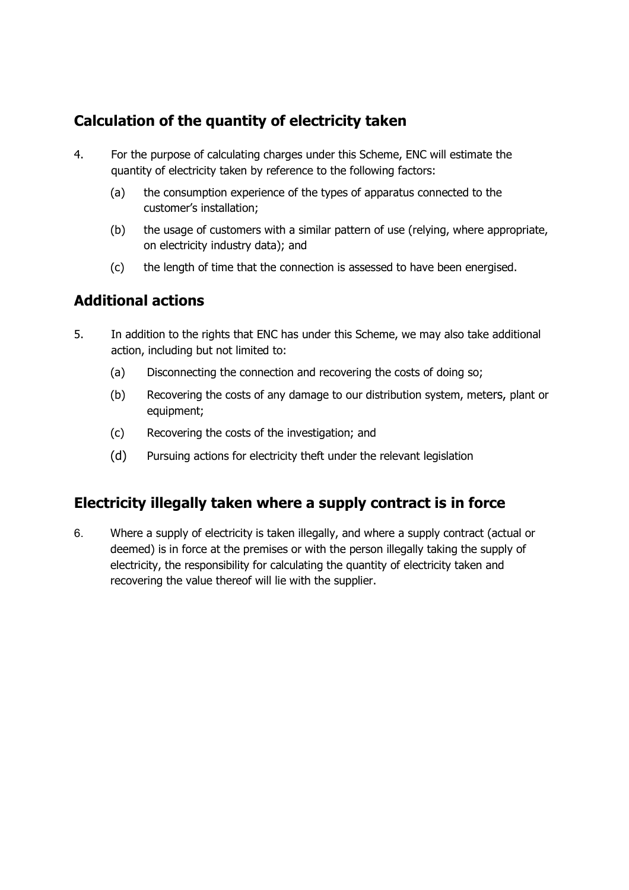## Calculation of the quantity of electricity taken

4. For the purpose of calculating charges under this Scheme, ENC will estimate the quantity of electricity taken by reference to the following factors:

    (a) the consumption experience of the types of apparatus connected to the customer's installation;

    (b) the usage of customers with a similar pattern of use (relying, where appropriate, on electricity industry data); and

    (c) the length of time that the connection is assessed to have been energised.

## Additional actions

5. In addition to the rights that ENC has under this Scheme, we may also take additional action, including but not limited to:

    (a) Disconnecting the connection and recovering the costs of doing so;

    (b) Recovering the costs of any damage to our distribution system, meters, plant or equipment;

    (c) Recovering the costs of the investigation; and

    (d) Pursuing actions for electricity theft under the relevant legislation

## Electricity illegally taken where a supply contract is in force

6. Where a supply of electricity is taken illegally, and where a supply contract (actual or deemed) is in force at the premises or with the person illegally taking the supply of electricity, the responsibility for calculating the quantity of electricity taken and recovering the value thereof will lie with the supplier.